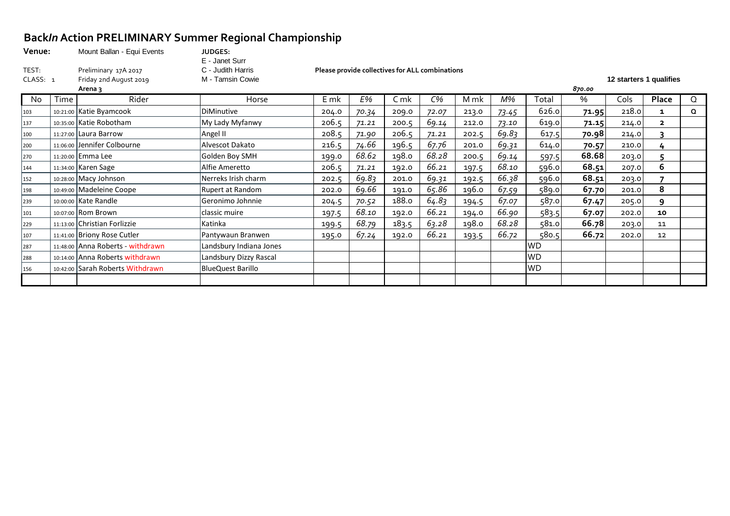# Back*In* Action PRELIMINARY Summer Regional Championship

**Venue:** Mount Ballan - Equi Events

**JUDGES:**
E - Janet Surr
C - Judith Harris
M - Tamsin Cowie

TEST: Preliminary 17A 2017

CLASS: 1 Friday 2nd August 2019

**Arena 3**

**Please provide collectives for ALL combinations**

**12 starters 1 qualifies**

*870.00*

| No | Time | Rider | Horse | E mk | E% | C mk | C% | M mk | M% | Total | % | Cols | Place | Q |
|---|---|---|---|---|---|---|---|---|---|---|---|---|---|---|
| 103 | 10:21:00 | Katie Byamcook | DiMinutive | 204.0 | *70.34* | 209.0 | *72.07* | 213.0 | *73.45* | 626.0 | **71.95** | 218.0 | **1** | **Q** |
| 137 | 10:35:00 | Katie Robotham | My Lady Myfanwy | 206.5 | *71.21* | 200.5 | *69.14* | 212.0 | *73.10* | 619.0 | **71.15** | 214.0 | **2** | |
| 100 | 11:27:00 | Laura Barrow | Angel II | 208.5 | *71.90* | 206.5 | *71.21* | 202.5 | *69.83* | 617.5 | **70.98** | 214.0 | **3** | |
| 200 | 11:06:00 | Jennifer Colbourne | Alvescot Dakato | 216.5 | *74.66* | 196.5 | *67.76* | 201.0 | *69.31* | 614.0 | **70.57** | 210.0 | **4** | |
| 270 | 11:20:00 | Emma Lee | Golden Boy SMH | 199.0 | *68.62* | 198.0 | *68.28* | 200.5 | *69.14* | 597.5 | **68.68** | 203.0 | **5** | |
| 144 | 11:34:00 | Karen Sage | Alfie Ameretto | 206.5 | *71.21* | 192.0 | *66.21* | 197.5 | *68.10* | 596.0 | **68.51** | 207.0 | **6** | |
| 152 | 10:28:00 | Macy Johnson | Nerreks Irish charm | 202.5 | *69.83* | 201.0 | *69.31* | 192.5 | *66.38* | 596.0 | **68.51** | 203.0 | **7** | |
| 198 | 10:49:00 | Madeleine Coope | Rupert at Random | 202.0 | *69.66* | 191.0 | *65.86* | 196.0 | *67.59* | 589.0 | **67.70** | 201.0 | **8** | |
| 239 | 10:00:00 | Kate Randle | Geronimo Johnnie | 204.5 | *70.52* | 188.0 | *64.83* | 194.5 | *67.07* | 587.0 | **67.47** | 205.0 | **9** | |
| 101 | 10:07:00 | Rom Brown | classic muire | 197.5 | *68.10* | 192.0 | *66.21* | 194.0 | *66.90* | 583.5 | **67.07** | 202.0 | **10** | |
| 229 | 11:13:00 | Christian Forlizzie | Katinka | 199.5 | *68.79* | 183.5 | *63.28* | 198.0 | *68.28* | 581.0 | **66.78** | 203.0 | 11 | |
| 107 | 11:41:00 | Briony Rose Cutler | Pantywaun Branwen | 195.0 | *67.24* | 192.0 | *66.21* | 193.5 | *66.72* | 580.5 | **66.72** | 202.0 | 12 | |
| 287 | 11:48:00 | Anna Roberts - withdrawn | Landsbury Indiana Jones | | | | | | | WD | | | | |
| 288 | 10:14:00 | Anna Roberts withdrawn | Landsbury Dizzy Rascal | | | | | | | WD | | | | |
| 156 | 10:42:00 | Sarah Roberts Withdrawn | BlueQuest Barillo | | | | | | | WD | | | | |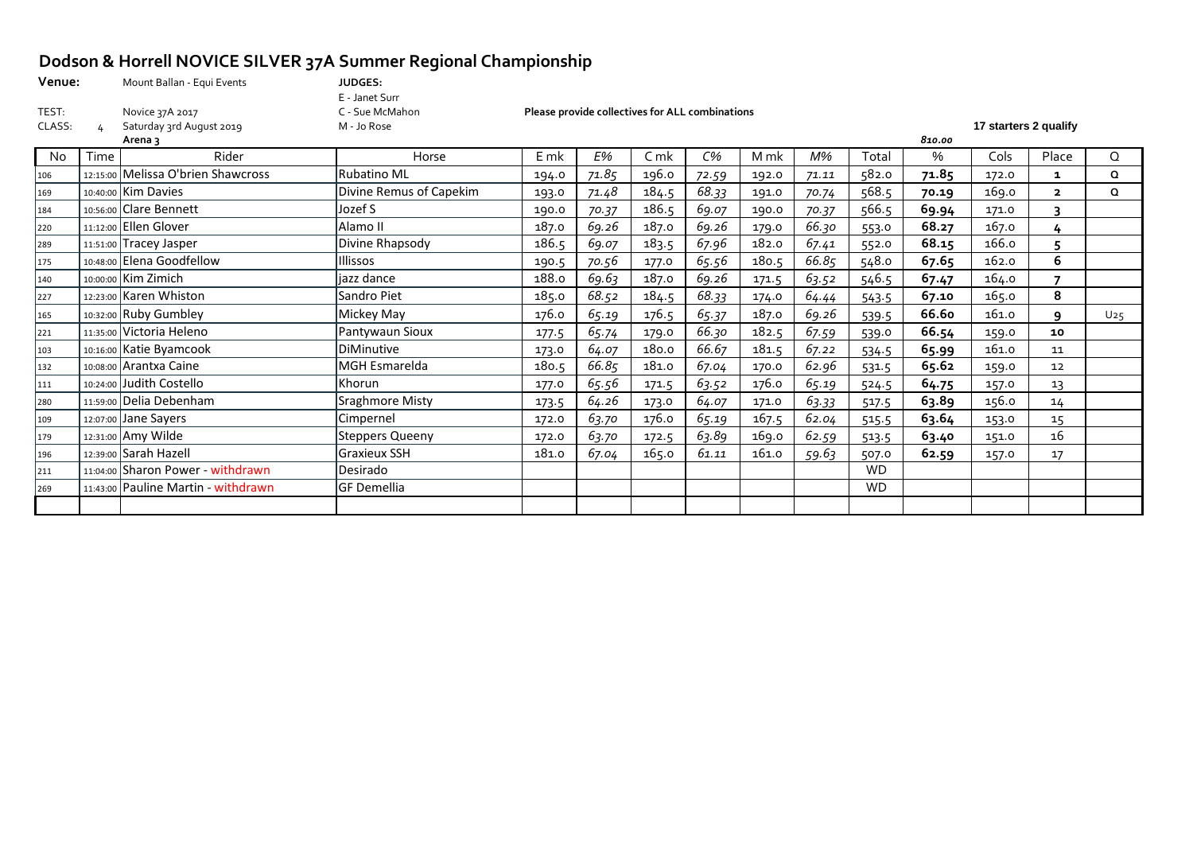# Dodson & Horrell NOVICE SILVER 37A Summer Regional Championship

**Venue:** Mount Ballan - Equi Events

**JUDGES:**
E - Janet Surr
C - Sue McMahon
M - Jo Rose

**TEST:** Novice 37A 2017

**CLASS:** 4 Saturday 3rd August 2019

**Arena 3**

**Please provide collectives for ALL combinations**

**17 starters 2 qualify**

*810.00*

| No | Time | Rider | Horse | E mk | E% | C mk | C% | M mk | M% | Total | % | Cols | Place | Q |
|---|---|---|---|---|---|---|---|---|---|---|---|---|---|---|
| 106 | 12:15:00 | Melissa O'brien Shawcross | Rubatino ML | 194.0 | 71.85 | 196.0 | 72.59 | 192.0 | 71.11 | 582.0 | **71.85** | 172.0 | **1** | **Q** |
| 169 | 10:40:00 | Kim Davies | Divine Remus of Capekim | 193.0 | 71.48 | 184.5 | 68.33 | 191.0 | 70.74 | 568.5 | **70.19** | 169.0 | **2** | **Q** |
| 184 | 10:56:00 | Clare Bennett | Jozef S | 190.0 | 70.37 | 186.5 | 69.07 | 190.0 | 70.37 | 566.5 | **69.94** | 171.0 | **3** | |
| 220 | 11:12:00 | Ellen Glover | Alamo II | 187.0 | 69.26 | 187.0 | 69.26 | 179.0 | 66.30 | 553.0 | **68.27** | 167.0 | **4** | |
| 289 | 11:51:00 | Tracey Jasper | Divine Rhapsody | 186.5 | 69.07 | 183.5 | 67.96 | 182.0 | 67.41 | 552.0 | **68.15** | 166.0 | **5** | |
| 175 | 10:48:00 | Elena Goodfellow | Illissos | 190.5 | 70.56 | 177.0 | 65.56 | 180.5 | 66.85 | 548.0 | **67.65** | 162.0 | **6** | |
| 140 | 10:00:00 | Kim Zimich | jazz dance | 188.0 | 69.63 | 187.0 | 69.26 | 171.5 | 63.52 | 546.5 | **67.47** | 164.0 | **7** | |
| 227 | 12:23:00 | Karen Whiston | Sandro Piet | 185.0 | 68.52 | 184.5 | 68.33 | 174.0 | 64.44 | 543.5 | **67.10** | 165.0 | **8** | |
| 165 | 10:32:00 | Ruby Gumbley | Mickey May | 176.0 | 65.19 | 176.5 | 65.37 | 187.0 | 69.26 | 539.5 | **66.60** | 161.0 | **9** | U25 |
| 221 | 11:35:00 | Victoria Heleno | Pantywaun Sioux | 177.5 | 65.74 | 179.0 | 66.30 | 182.5 | 67.59 | 539.0 | **66.54** | 159.0 | **10** | |
| 103 | 10:16:00 | Katie Byamcook | DiMinutive | 173.0 | 64.07 | 180.0 | 66.67 | 181.5 | 67.22 | 534.5 | **65.99** | 161.0 | 11 | |
| 132 | 10:08:00 | Arantxa Caine | MGH Esmarelda | 180.5 | 66.85 | 181.0 | 67.04 | 170.0 | 62.96 | 531.5 | **65.62** | 159.0 | 12 | |
| 111 | 10:24:00 | Judith Costello | Khorun | 177.0 | 65.56 | 171.5 | 63.52 | 176.0 | 65.19 | 524.5 | **64.75** | 157.0 | 13 | |
| 280 | 11:59:00 | Delia Debenham | Sraghmore Misty | 173.5 | 64.26 | 173.0 | 64.07 | 171.0 | 63.33 | 517.5 | **63.89** | 156.0 | 14 | |
| 109 | 12:07:00 | Jane Sayers | Cimpernel | 172.0 | 63.70 | 176.0 | 65.19 | 167.5 | 62.04 | 515.5 | **63.64** | 153.0 | 15 | |
| 179 | 12:31:00 | Amy Wilde | Steppers Queeny | 172.0 | 63.70 | 172.5 | 63.89 | 169.0 | 62.59 | 513.5 | **63.40** | 151.0 | 16 | |
| 196 | 12:39:00 | Sarah Hazell | Graxieux SSH | 181.0 | 67.04 | 165.0 | 61.11 | 161.0 | 59.63 | 507.0 | **62.59** | 157.0 | 17 | |
| 211 | 11:04:00 | Sharon Power - withdrawn | Desirado | | | | | | | WD | | | | |
| 269 | 11:43:00 | Pauline Martin - withdrawn | GF Demellia | | | | | | | WD | | | | |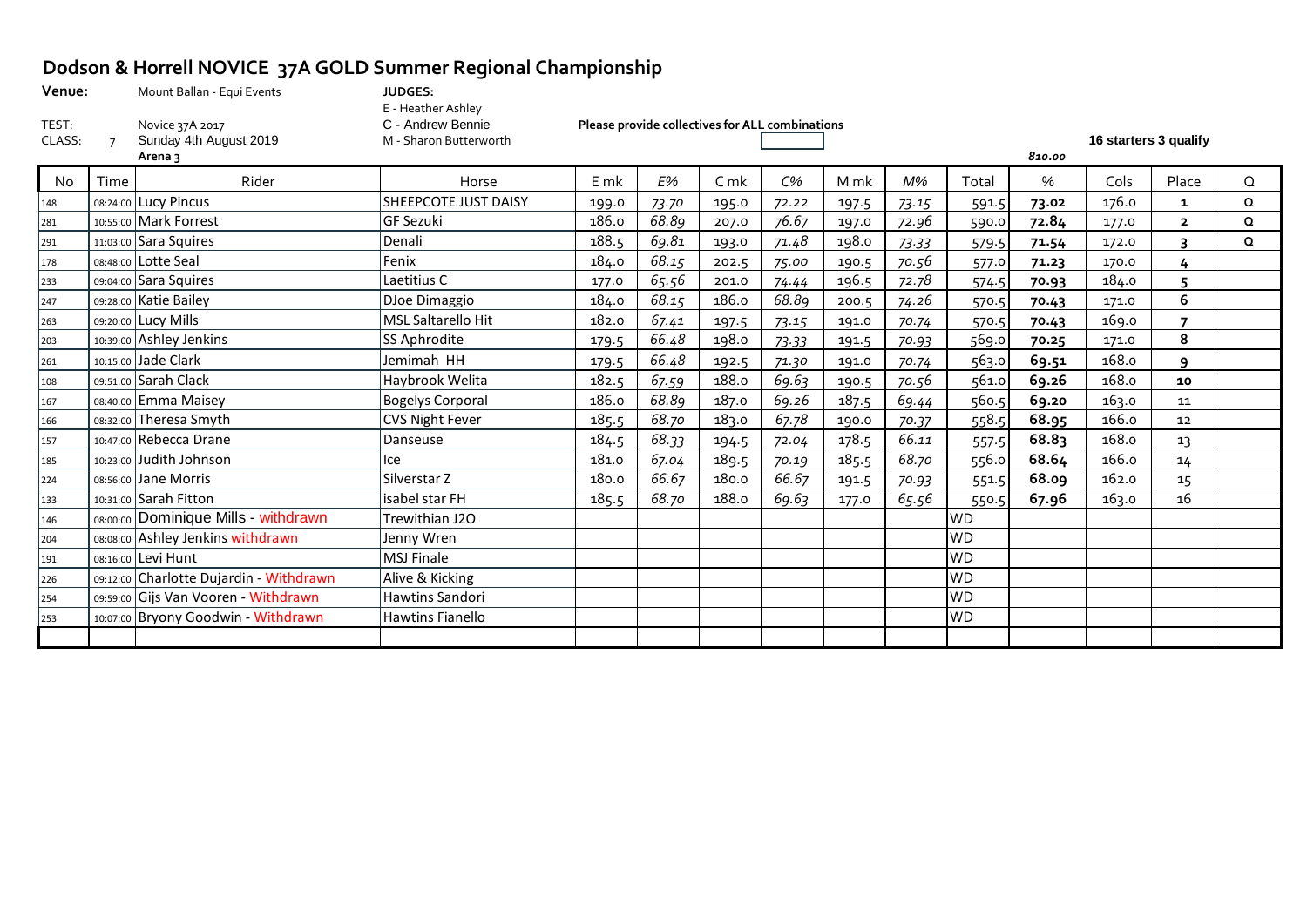# Dodson & Horrell NOVICE 37A GOLD Summer Regional Championship

**Venue:** Mount Ballan - Equi Events

**JUDGES:**
E - Heather Ashley
C - Andrew Bennie
M - Sharon Butterworth

TEST: Novice 37A 2017

CLASS: 7 Sunday 4th August 2019

**Arena 3**

**Please provide collectives for ALL combinations**

**16 starters 3 qualify**

*810.00*

| No | Time | Rider | Horse | E mk | E% | C mk | C% | M mk | M% | Total | % | Cols | Place | Q |
|---|---|---|---|---|---|---|---|---|---|---|---|---|---|---|
| 148 | 08:24:00 | Lucy Pincus | SHEEPCOTE JUST DAISY | 199.0 | *73.70* | 195.0 | *72.22* | 197.5 | *73.15* | 591.5 | **73.02** | 176.0 | **1** | Q |
| 281 | 10:55:00 | Mark Forrest | GF Sezuki | 186.0 | *68.89* | 207.0 | *76.67* | 197.0 | *72.96* | 590.0 | **72.84** | 177.0 | **2** | Q |
| 291 | 11:03:00 | Sara Squires | Denali | 188.5 | *69.81* | 193.0 | *71.48* | 198.0 | *73.33* | 579.5 | **71.54** | 172.0 | **3** | Q |
| 178 | 08:48:00 | Lotte Seal | Fenix | 184.0 | *68.15* | 202.5 | *75.00* | 190.5 | *70.56* | 577.0 | **71.23** | 170.0 | **4** | |
| 233 | 09:04:00 | Sara Squires | Laetitius C | 177.0 | *65.56* | 201.0 | *74.44* | 196.5 | *72.78* | 574.5 | **70.93** | 184.0 | **5** | |
| 247 | 09:28:00 | Katie Bailey | DJoe Dimaggio | 184.0 | *68.15* | 186.0 | *68.89* | 200.5 | *74.26* | 570.5 | **70.43** | 171.0 | **6** | |
| 263 | 09:20:00 | Lucy Mills | MSL Saltarello Hit | 182.0 | *67.41* | 197.5 | *73.15* | 191.0 | *70.74* | 570.5 | **70.43** | 169.0 | **7** | |
| 203 | 10:39:00 | Ashley Jenkins | SS Aphrodite | 179.5 | *66.48* | 198.0 | *73.33* | 191.5 | *70.93* | 569.0 | **70.25** | 171.0 | **8** | |
| 261 | 10:15:00 | Jade Clark | Jemimah HH | 179.5 | *66.48* | 192.5 | *71.30* | 191.0 | *70.74* | 563.0 | **69.51** | 168.0 | **9** | |
| 108 | 09:51:00 | Sarah Clack | Haybrook Welita | 182.5 | *67.59* | 188.0 | *69.63* | 190.5 | *70.56* | 561.0 | **69.26** | 168.0 | **10** | |
| 167 | 08:40:00 | Emma Maisey | Bogelys Corporal | 186.0 | *68.89* | 187.0 | *69.26* | 187.5 | *69.44* | 560.5 | **69.20** | 163.0 | 11 | |
| 166 | 08:32:00 | Theresa Smyth | CVS Night Fever | 185.5 | *68.70* | 183.0 | *67.78* | 190.0 | *70.37* | 558.5 | **68.95** | 166.0 | 12 | |
| 157 | 10:47:00 | Rebecca Drane | Danseuse | 184.5 | *68.33* | 194.5 | *72.04* | 178.5 | *66.11* | 557.5 | **68.83** | 168.0 | 13 | |
| 185 | 10:23:00 | Judith Johnson | Ice | 181.0 | *67.04* | 189.5 | *70.19* | 185.5 | *68.70* | 556.0 | **68.64** | 166.0 | 14 | |
| 224 | 08:56:00 | Jane Morris | Silverstar Z | 180.0 | *66.67* | 180.0 | *66.67* | 191.5 | *70.93* | 551.5 | **68.09** | 162.0 | 15 | |
| 133 | 10:31:00 | Sarah Fitton | isabel star FH | 185.5 | *68.70* | 188.0 | *69.63* | 177.0 | *65.56* | 550.5 | **67.96** | 163.0 | 16 | |
| 146 | 08:00:00 | Dominique Mills - withdrawn | Trewithian J2O | | | | | | | WD | | | | |
| 204 | 08:08:00 | Ashley Jenkins withdrawn | Jenny Wren | | | | | | | WD | | | | |
| 191 | 08:16:00 | Levi Hunt | MSJ Finale | | | | | | | WD | | | | |
| 226 | 09:12:00 | Charlotte Dujardin - Withdrawn | Alive & Kicking | | | | | | | WD | | | | |
| 254 | 09:59:00 | Gijs Van Vooren - Withdrawn | Hawtins Sandori | | | | | | | WD | | | | |
| 253 | 10:07:00 | Bryony Goodwin - Withdrawn | Hawtins Fianello | | | | | | | WD | | | | |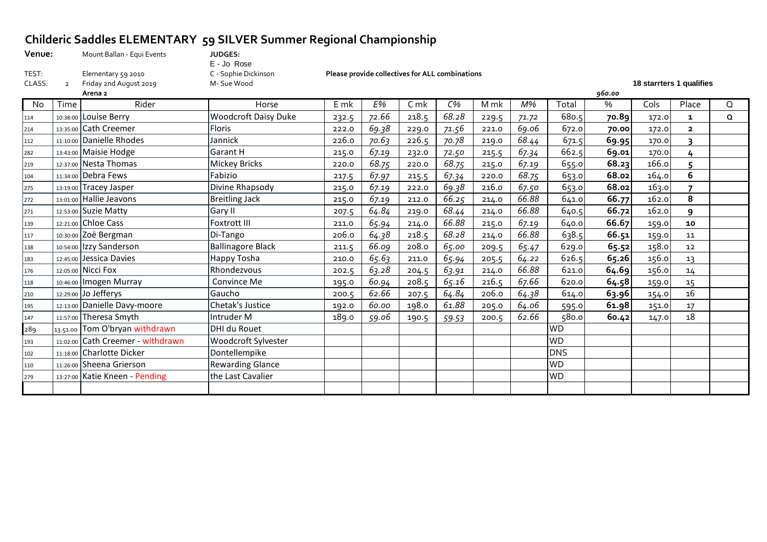# Childeric Saddles ELEMENTARY 59 SILVER Summer Regional Championship

**Venue:** Mount Ballan - Equi Events

**JUDGES:**
E - Jo Rose
C - Sophie Dickinson
M- Sue Wood

TEST: Elementary 59 2010

CLASS: 2 Friday 2nd August 2019

**Arena 2**

**Please provide collectives for ALL combinations**

**18 starrters 1 qualifies**

| No | Time | Rider | Horse | E mk | E% | C mk | C% | M mk | M% | Total | % | Cols | Place | Q |
|---|---|---|---|---|---|---|---|---|---|---|---|---|---|---|
| | | | | | | | | | | | 960.00 | | | |
| 114 | 10:38:00 | Louise Berry | Woodcroft Daisy Duke | 232.5 | 72.66 | 218.5 | 68.28 | 229.5 | 71.72 | 680.5 | **70.89** | 172.0 | **1** | **Q** |
| 214 | 13:35:00 | Cath Creemer | Floris | 222.0 | 69.38 | 229.0 | 71.56 | 221.0 | 69.06 | 672.0 | **70.00** | 172.0 | **2** | |
| 112 | 11:10:00 | Danielle Rhodes | Jannick | 226.0 | 70.63 | 226.5 | 70.78 | 219.0 | 68.44 | 671.5 | **69.95** | 170.0 | **3** | |
| 282 | 13:43:00 | Maisie Hodge | Garant H | 215.0 | 67.19 | 232.0 | 72.50 | 215.5 | 67.34 | 662.5 | **69.01** | 170.0 | **4** | |
| 219 | 12:37:00 | Nesta Thomas | Mickey Bricks | 220.0 | 68.75 | 220.0 | 68.75 | 215.0 | 67.19 | 655.0 | **68.23** | 166.0 | **5** | |
| 104 | 11:34:00 | Debra Fews | Fabizio | 217.5 | 67.97 | 215.5 | 67.34 | 220.0 | 68.75 | 653.0 | **68.02** | 164.0 | **6** | |
| 275 | 13:19:00 | Tracey Jasper | Divine Rhapsody | 215.0 | 67.19 | 222.0 | 69.38 | 216.0 | 67.50 | 653.0 | **68.02** | 163.0 | **7** | |
| 272 | 13:01:00 | Hallie Jeavons | Breitling Jack | 215.0 | 67.19 | 212.0 | 66.25 | 214.0 | 66.88 | 641.0 | **66.77** | 162.0 | **8** | |
| 271 | 12:53:00 | Suzie Matty | Gary II | 207.5 | 64.84 | 219.0 | 68.44 | 214.0 | 66.88 | 640.5 | **66.72** | 162.0 | **9** | |
| 139 | 12:21:00 | Chloe Cass | Foxtrott III | 211.0 | 65.94 | 214.0 | 66.88 | 215.0 | 67.19 | 640.0 | **66.67** | 159.0 | **10** | |
| 117 | 10:30:00 | Zoë Bergman | Di-Tango | 206.0 | 64.38 | 218.5 | 68.28 | 214.0 | 66.88 | 638.5 | **66.51** | 159.0 | 11 | |
| 138 | 10:54:00 | Izzy Sanderson | Ballinagore Black | 211.5 | 66.09 | 208.0 | 65.00 | 209.5 | 65.47 | 629.0 | **65.52** | 158.0 | 12 | |
| 183 | 12:45:00 | Jessica Davies | Happy Tosha | 210.0 | 65.63 | 211.0 | 65.94 | 205.5 | 64.22 | 626.5 | **65.26** | 156.0 | 13 | |
| 176 | 12:05:00 | Nicci Fox | Rhondezvous | 202.5 | 63.28 | 204.5 | 63.91 | 214.0 | 66.88 | 621.0 | **64.69** | 156.0 | 14 | |
| 118 | 10:46:00 | Imogen Murray | Convince Me | 195.0 | 60.94 | 208.5 | 65.16 | 216.5 | 67.66 | 620.0 | **64.58** | 159.0 | 15 | |
| 210 | 12:29:00 | Jo Jefferys | Gaucho | 200.5 | 62.66 | 207.5 | 64.84 | 206.0 | 64.38 | 614.0 | **63.96** | 154.0 | 16 | |
| 195 | 12:13:00 | Danielle Davy-moore | Chetak's Justice | 192.0 | 60.00 | 198.0 | 61.88 | 205.0 | 64.06 | 595.0 | **61.98** | 151.0 | 17 | |
| 147 | 11:57:00 | Theresa Smyth | Intruder M | 189.0 | 59.06 | 190.5 | 59.53 | 200.5 | 62.66 | 580.0 | **60.42** | 147.0 | 18 | |
| 289 | 13.51.00 | Tom O'bryan withdrawn | DHI du Rouet | | | | | | | WD | | | | |
| 193 | 11:02:00 | Cath Creemer - withdrawn | Woodcroft Sylvester | | | | | | | WD | | | | |
| 102 | 11:18:00 | Charlotte Dicker | Dontellempike | | | | | | | DNS | | | | |
| 110 | 11:26:00 | Sheena Grierson | Rewarding Glance | | | | | | | WD | | | | |
| 279 | 13:27:00 | Katie Kneen - Pending | the Last Cavalier | | | | | | | WD | | | | |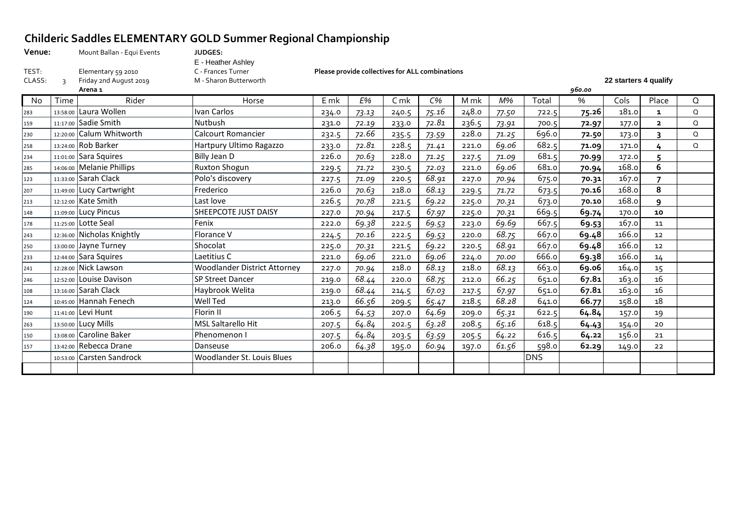# Childeric Saddles ELEMENTARY GOLD Summer Regional Championship

**Venue:** Mount Ballan - Equi Events

**JUDGES:**
E - Heather Ashley
C - Frances Turner
M - Sharon Butterworth

TEST: Elementary 59 2010

CLASS: 3 Friday 2nd August 2019

**Arena 1**

**Please provide collectives for ALL combinations**

**22 starters 4 qualify**

*960.00*

| No | Time | Rider | Horse | E mk | E% | C mk | C% | M mk | M% | Total | % | Cols | Place | Q |
|---|---|---|---|---|---|---|---|---|---|---|---|---|---|---|
| 283 | 13:58:00 | Laura Wollen | Ivan Carlos | 234.0 | *73.13* | 240.5 | *75.16* | 248.0 | *77.50* | 722.5 | **75.26** | 181.0 | **1** | Q |
| 159 | 11:17:00 | Sadie Smith | Nutbush | 231.0 | *72.19* | 233.0 | *72.81* | 236.5 | *73.91* | 700.5 | **72.97** | 177.0 | **2** | Q |
| 230 | 12:20:00 | Calum Whitworth | Calcourt Romancier | 232.5 | *72.66* | 235.5 | *73.59* | 228.0 | *71.25* | 696.0 | **72.50** | 173.0 | **3** | Q |
| 258 | 13:24:00 | Rob Barker | Hartpury Ultimo Ragazzo | 233.0 | *72.81* | 228.5 | *71.41* | 221.0 | *69.06* | 682.5 | **71.09** | 171.0 | **4** | Q |
| 234 | 11:01:00 | Sara Squires | Billy Jean D | 226.0 | *70.63* | 228.0 | *71.25* | 227.5 | *71.09* | 681.5 | **70.99** | 172.0 | **5** | |
| 285 | 14:06:00 | Melanie Phillips | Ruxton Shogun | 229.5 | *71.72* | 230.5 | *72.03* | 221.0 | *69.06* | 681.0 | **70.94** | 168.0 | **6** | |
| 123 | 11:33:00 | Sarah Clack | Polo's discovery | 227.5 | *71.09* | 220.5 | *68.91* | 227.0 | *70.94* | 675.0 | **70.31** | 167.0 | **7** | |
| 207 | 11:49:00 | Lucy Cartwright | Frederico | 226.0 | *70.63* | 218.0 | *68.13* | 229.5 | *71.72* | 673.5 | **70.16** | 168.0 | **8** | |
| 213 | 12:12:00 | Kate Smith | Last love | 226.5 | *70.78* | 221.5 | *69.22* | 225.0 | *70.31* | 673.0 | **70.10** | 168.0 | **9** | |
| 148 | 11:09:00 | Lucy Pincus | SHEEPCOTE JUST DAISY | 227.0 | *70.94* | 217.5 | *67.97* | 225.0 | *70.31* | 669.5 | **69.74** | 170.0 | **10** | |
| 178 | 11:25:00 | Lotte Seal | Fenix | 222.0 | *69.38* | 222.5 | *69.53* | 223.0 | *69.69* | 667.5 | **69.53** | 167.0 | 11 | |
| 243 | 12:36:00 | Nicholas Knightly | Florance V | 224.5 | *70.16* | 222.5 | *69.53* | 220.0 | *68.75* | 667.0 | **69.48** | 166.0 | 12 | |
| 250 | 13:00:00 | Jayne Turney | Shocolat | 225.0 | *70.31* | 221.5 | *69.22* | 220.5 | *68.91* | 667.0 | **69.48** | 166.0 | 12 | |
| 233 | 12:44:00 | Sara Squires | Laetitius C | 221.0 | *69.06* | 221.0 | *69.06* | 224.0 | *70.00* | 666.0 | **69.38** | 166.0 | 14 | |
| 241 | 12:28:00 | Nick Lawson | Woodlander District Attorney | 227.0 | *70.94* | 218.0 | *68.13* | 218.0 | *68.13* | 663.0 | **69.06** | 164.0 | 15 | |
| 246 | 12:52:00 | Louise Davison | SP Street Dancer | 219.0 | *68.44* | 220.0 | *68.75* | 212.0 | *66.25* | 651.0 | **67.81** | 163.0 | 16 | |
| 108 | 13:16:00 | Sarah Clack | Haybrook Welita | 219.0 | *68.44* | 214.5 | *67.03* | 217.5 | *67.97* | 651.0 | **67.81** | 163.0 | 16 | |
| 124 | 10:45:00 | Hannah Fenech | Well Ted | 213.0 | *66.56* | 209.5 | *65.47* | 218.5 | *68.28* | 641.0 | **66.77** | 158.0 | 18 | |
| 190 | 11:41:00 | Levi Hunt | Florin II | 206.5 | *64.53* | 207.0 | *64.69* | 209.0 | *65.31* | 622.5 | **64.84** | 157.0 | 19 | |
| 263 | 13:50:00 | Lucy Mills | MSL Saltarello Hit | 207.5 | *64.84* | 202.5 | *63.28* | 208.5 | *65.16* | 618.5 | **64.43** | 154.0 | 20 | |
| 150 | 13:08:00 | Caroline Baker | Phenomenon I | 207.5 | *64.84* | 203.5 | *63.59* | 205.5 | *64.22* | 616.5 | **64.22** | 156.0 | 21 | |
| 157 | 13:42:00 | Rebecca Drane | Danseuse | 206.0 | *64.38* | 195.0 | *60.94* | 197.0 | *61.56* | 598.0 | **62.29** | 149.0 | 22 | |
| | 10:53:00 | Carsten Sandrock | Woodlander St. Louis Blues | | | | | | | DNS | | | | |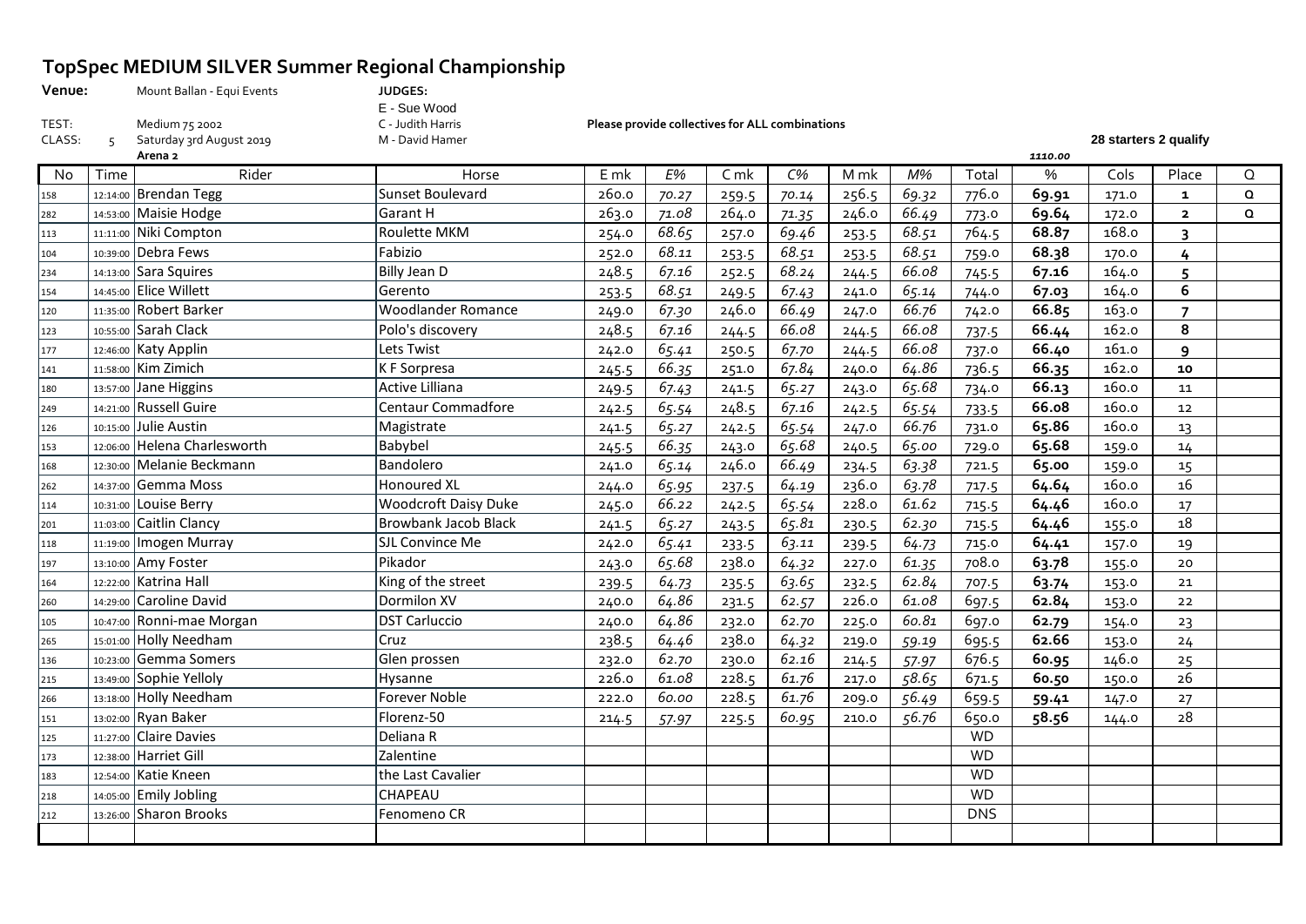# TopSpec MEDIUM SILVER Summer Regional Championship

**Venue:** Mount Ballan - Equi Events

**JUDGES:**
E - Sue Wood
C - Judith Harris
M - David Hamer

TEST: Medium 75 2002

CLASS: 5 Saturday 3rd August 2019

**Arena 2**

**Please provide collectives for ALL combinations**

**28 starters 2 qualify**

*1110.00*

| No | Time | Rider | Horse | E mk | E% | C mk | C% | M mk | M% | Total | % | Cols | Place | Q |
|---|---|---|---|---|---|---|---|---|---|---|---|---|---|---|
| 158 | 12:14:00 | Brendan Tegg | Sunset Boulevard | 260.0 | *70.27* | 259.5 | *70.14* | 256.5 | *69.32* | 776.0 | **69.91** | 171.0 | **1** | **Q** |
| 282 | 14:53:00 | Maisie Hodge | Garant H | 263.0 | *71.08* | 264.0 | *71.35* | 246.0 | *66.49* | 773.0 | **69.64** | 172.0 | **2** | **Q** |
| 113 | 11:11:00 | Niki Compton | Roulette MKM | 254.0 | *68.65* | 257.0 | *69.46* | 253.5 | *68.51* | 764.5 | **68.87** | 168.0 | **3** | |
| 104 | 10:39:00 | Debra Fews | Fabizio | 252.0 | *68.11* | 253.5 | *68.51* | 253.5 | *68.51* | 759.0 | **68.38** | 170.0 | **4** | |
| 234 | 14:13:00 | Sara Squires | Billy Jean D | 248.5 | *67.16* | 252.5 | *68.24* | 244.5 | *66.08* | 745.5 | **67.16** | 164.0 | **5** | |
| 154 | 14:45:00 | Elice Willett | Gerento | 253.5 | *68.51* | 249.5 | *67.43* | 241.0 | *65.14* | 744.0 | **67.03** | 164.0 | **6** | |
| 120 | 11:35:00 | Robert Barker | Woodlander Romance | 249.0 | *67.30* | 246.0 | *66.49* | 247.0 | *66.76* | 742.0 | **66.85** | 163.0 | **7** | |
| 123 | 10:55:00 | Sarah Clack | Polo's discovery | 248.5 | *67.16* | 244.5 | *66.08* | 244.5 | *66.08* | 737.5 | **66.44** | 162.0 | **8** | |
| 177 | 12:46:00 | Katy Applin | Lets Twist | 242.0 | *65.41* | 250.5 | *67.70* | 244.5 | *66.08* | 737.0 | **66.40** | 161.0 | **9** | |
| 141 | 11:58:00 | Kim Zimich | K F Sorpresa | 245.5 | *66.35* | 251.0 | *67.84* | 240.0 | *64.86* | 736.5 | **66.35** | 162.0 | **10** | |
| 180 | 13:57:00 | Jane Higgins | Active Lilliana | 249.5 | *67.43* | 241.5 | *65.27* | 243.0 | *65.68* | 734.0 | **66.13** | 160.0 | 11 | |
| 249 | 14:21:00 | Russell Guire | Centaur Commadfore | 242.5 | *65.54* | 248.5 | *67.16* | 242.5 | *65.54* | 733.5 | **66.08** | 160.0 | 12 | |
| 126 | 10:15:00 | Julie Austin | Magistrate | 241.5 | *65.27* | 242.5 | *65.54* | 247.0 | *66.76* | 731.0 | **65.86** | 160.0 | 13 | |
| 153 | 12:06:00 | Helena Charlesworth | Babybel | 245.5 | *66.35* | 243.0 | *65.68* | 240.5 | *65.00* | 729.0 | **65.68** | 159.0 | 14 | |
| 168 | 12:30:00 | Melanie Beckmann | Bandolero | 241.0 | *65.14* | 246.0 | *66.49* | 234.5 | *63.38* | 721.5 | **65.00** | 159.0 | 15 | |
| 262 | 14:37:00 | Gemma Moss | Honoured XL | 244.0 | *65.95* | 237.5 | *64.19* | 236.0 | *63.78* | 717.5 | **64.64** | 160.0 | 16 | |
| 114 | 10:31:00 | Louise Berry | Woodcroft Daisy Duke | 245.0 | *66.22* | 242.5 | *65.54* | 228.0 | *61.62* | 715.5 | **64.46** | 160.0 | 17 | |
| 201 | 11:03:00 | Caitlin Clancy | Browbank Jacob Black | 241.5 | *65.27* | 243.5 | *65.81* | 230.5 | *62.30* | 715.5 | **64.46** | 155.0 | 18 | |
| 118 | 11:19:00 | Imogen Murray | SJL Convince Me | 242.0 | *65.41* | 233.5 | *63.11* | 239.5 | *64.73* | 715.0 | **64.41** | 157.0 | 19 | |
| 197 | 13:10:00 | Amy Foster | Pikador | 243.0 | *65.68* | 238.0 | *64.32* | 227.0 | *61.35* | 708.0 | **63.78** | 155.0 | 20 | |
| 164 | 12:22:00 | Katrina Hall | King of the street | 239.5 | *64.73* | 235.5 | *63.65* | 232.5 | *62.84* | 707.5 | **63.74** | 153.0 | 21 | |
| 260 | 14:29:00 | Caroline David | Dormilon XV | 240.0 | *64.86* | 231.5 | *62.57* | 226.0 | *61.08* | 697.5 | **62.84** | 153.0 | 22 | |
| 105 | 10:47:00 | Ronni-mae Morgan | DST Carluccio | 240.0 | *64.86* | 232.0 | *62.70* | 225.0 | *60.81* | 697.0 | **62.79** | 154.0 | 23 | |
| 265 | 15:01:00 | Holly Needham | Cruz | 238.5 | *64.46* | 238.0 | *64.32* | 219.0 | *59.19* | 695.5 | **62.66** | 153.0 | 24 | |
| 136 | 10:23:00 | Gemma Somers | Glen prossen | 232.0 | *62.70* | 230.0 | *62.16* | 214.5 | *57.97* | 676.5 | **60.95** | 146.0 | 25 | |
| 215 | 13:49:00 | Sophie Yelloly | Hysanne | 226.0 | *61.08* | 228.5 | *61.76* | 217.0 | *58.65* | 671.5 | **60.50** | 150.0 | 26 | |
| 266 | 13:18:00 | Holly Needham | Forever Noble | 222.0 | *60.00* | 228.5 | *61.76* | 209.0 | *56.49* | 659.5 | **59.41** | 147.0 | 27 | |
| 151 | 13:02:00 | Ryan Baker | Florenz-50 | 214.5 | *57.97* | 225.5 | *60.95* | 210.0 | *56.76* | 650.0 | **58.56** | 144.0 | 28 | |
| 125 | 11:27:00 | Claire Davies | Deliana R | | | | | | | WD | | | | |
| 173 | 12:38:00 | Harriet Gill | Zalentine | | | | | | | WD | | | | |
| 183 | 12:54:00 | Katie Kneen | the Last Cavalier | | | | | | | WD | | | | |
| 218 | 14:05:00 | Emily Jobling | CHAPEAU | | | | | | | WD | | | | |
| 212 | 13:26:00 | Sharon Brooks | Fenomeno CR | | | | | | | DNS | | | | |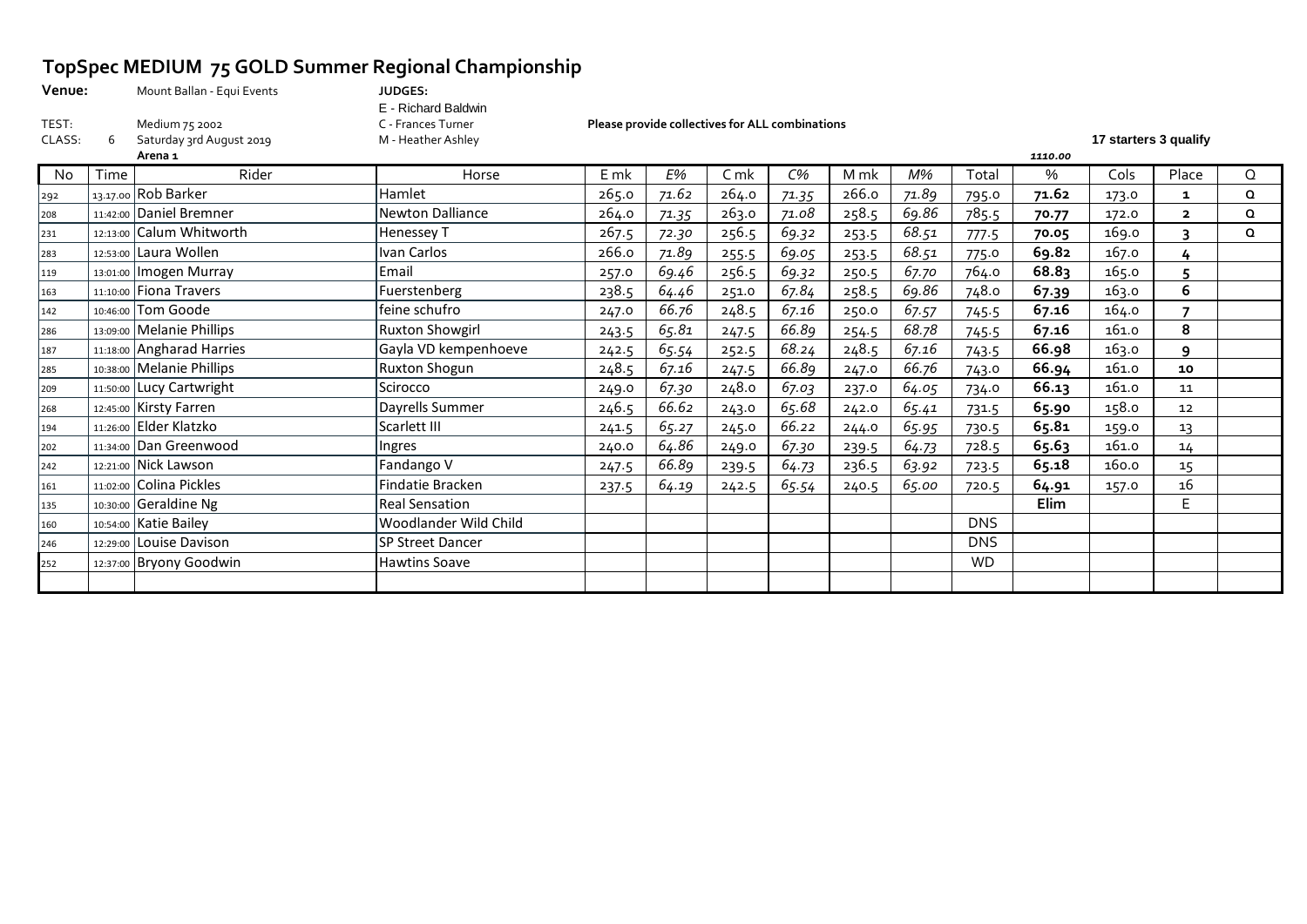# TopSpec MEDIUM 75 GOLD Summer Regional Championship

**Venue:** Mount Ballan - Equi Events

**JUDGES:**
E - Richard Baldwin
C - Frances Turner
M - Heather Ashley

TEST: Medium 75 2002

CLASS: 6 Saturday 3rd August 2019

**Arena 1**

**Please provide collectives for ALL combinations**

**17 starters 3 qualify**

*1110.00*

| No | Time | Rider | Horse | E mk | E% | C mk | C% | M mk | M% | Total | % | Cols | Place | Q |
|---|---|---|---|---|---|---|---|---|---|---|---|---|---|---|
| 292 | 13.17.00 | Rob Barker | Hamlet | 265.0 | *71.62* | 264.0 | *71.35* | 266.0 | *71.89* | 795.0 | **71.62** | 173.0 | **1** | **Q** |
| 208 | 11:42:00 | Daniel Bremner | Newton Dalliance | 264.0 | *71.35* | 263.0 | *71.08* | 258.5 | *69.86* | 785.5 | **70.77** | 172.0 | **2** | **Q** |
| 231 | 12:13:00 | Calum Whitworth | Henessey T | 267.5 | *72.30* | 256.5 | *69.32* | 253.5 | *68.51* | 777.5 | **70.05** | 169.0 | **3** | **Q** |
| 283 | 12:53:00 | Laura Wollen | Ivan Carlos | 266.0 | *71.89* | 255.5 | *69.05* | 253.5 | *68.51* | 775.0 | **69.82** | 167.0 | **4** | |
| 119 | 13:01:00 | Imogen Murray | Email | 257.0 | *69.46* | 256.5 | *69.32* | 250.5 | *67.70* | 764.0 | **68.83** | 165.0 | **5** | |
| 163 | 11:10:00 | Fiona Travers | Fuerstenberg | 238.5 | *64.46* | 251.0 | *67.84* | 258.5 | *69.86* | 748.0 | **67.39** | 163.0 | **6** | |
| 142 | 10:46:00 | Tom Goode | feine schufro | 247.0 | *66.76* | 248.5 | *67.16* | 250.0 | *67.57* | 745.5 | **67.16** | 164.0 | **7** | |
| 286 | 13:09:00 | Melanie Phillips | Ruxton Showgirl | 243.5 | *65.81* | 247.5 | *66.89* | 254.5 | *68.78* | 745.5 | **67.16** | 161.0 | **8** | |
| 187 | 11:18:00 | Angharad Harries | Gayla VD kempenhoeve | 242.5 | *65.54* | 252.5 | *68.24* | 248.5 | *67.16* | 743.5 | **66.98** | 163.0 | **9** | |
| 285 | 10:38:00 | Melanie Phillips | Ruxton Shogun | 248.5 | *67.16* | 247.5 | *66.89* | 247.0 | *66.76* | 743.0 | **66.94** | 161.0 | **10** | |
| 209 | 11:50:00 | Lucy Cartwright | Scirocco | 249.0 | *67.30* | 248.0 | *67.03* | 237.0 | *64.05* | 734.0 | **66.13** | 161.0 | 11 | |
| 268 | 12:45:00 | Kirsty Farren | Dayrells Summer | 246.5 | *66.62* | 243.0 | *65.68* | 242.0 | *65.41* | 731.5 | **65.90** | 158.0 | 12 | |
| 194 | 11:26:00 | Elder Klatzko | Scarlett III | 241.5 | *65.27* | 245.0 | *66.22* | 244.0 | *65.95* | 730.5 | **65.81** | 159.0 | 13 | |
| 202 | 11:34:00 | Dan Greenwood | Ingres | 240.0 | *64.86* | 249.0 | *67.30* | 239.5 | *64.73* | 728.5 | **65.63** | 161.0 | 14 | |
| 242 | 12:21:00 | Nick Lawson | Fandango V | 247.5 | *66.89* | 239.5 | *64.73* | 236.5 | *63.92* | 723.5 | **65.18** | 160.0 | 15 | |
| 161 | 11:02:00 | Colina Pickles | Findatie Bracken | 237.5 | *64.19* | 242.5 | *65.54* | 240.5 | *65.00* | 720.5 | **64.91** | 157.0 | 16 | |
| 135 | 10:30:00 | Geraldine Ng | Real Sensation | | | | | | | | **Elim** | | E | |
| 160 | 10:54:00 | Katie Bailey | Woodlander Wild Child | | | | | | | DNS | | | | |
| 246 | 12:29:00 | Louise Davison | SP Street Dancer | | | | | | | DNS | | | | |
| 252 | 12:37:00 | Bryony Goodwin | Hawtins Soave | | | | | | | WD | | | | |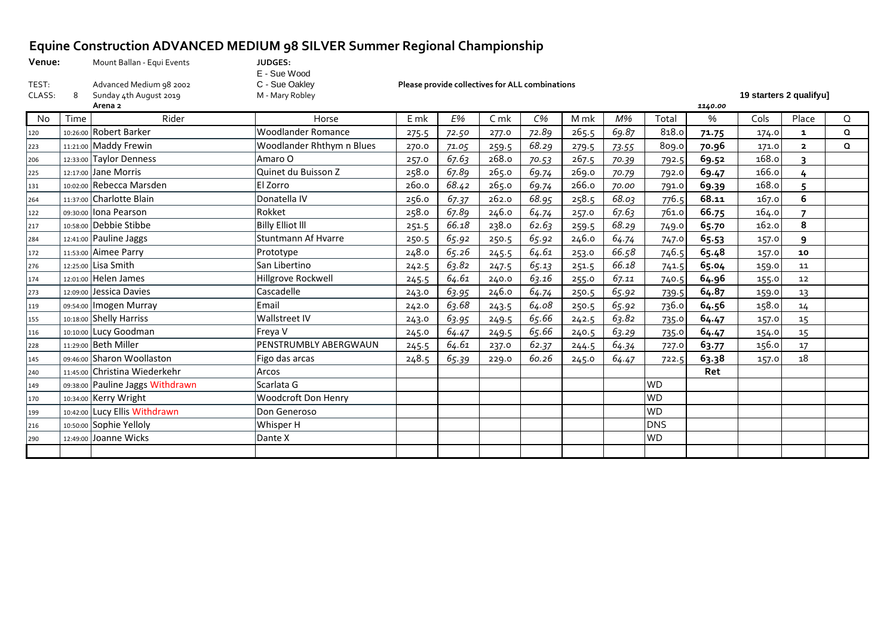# Equine Construction ADVANCED MEDIUM 98 SILVER Summer Regional Championship

**Venue:** Mount Ballan - Equi Events

TEST: Advanced Medium 98 2002

CLASS: 8 Sunday 4th August 2019

**Arena 2**

**JUDGES:**
E - Sue Wood
C - Sue Oakley
M - Mary Robley

**Please provide collectives for ALL combinations**

**19 starters 2 qualifyu]**

| No | Time | Rider | Horse | E mk | E% | C mk | C% | M mk | M% | Total | % | Cols | Place | Q |
|---|---|---|---|---|---|---|---|---|---|---|---|---|---|---|
| | | | | | | | | | | | *1140.00* | | | |
| 120 | 10:26:00 | Robert Barker | Woodlander Romance | 275.5 | *72.50* | 277.0 | *72.89* | 265.5 | *69.87* | 818.0 | **71.75** | 174.0 | **1** | **Q** |
| 223 | 11:21:00 | Maddy Frewin | Woodlander Rhthym n Blues | 270.0 | *71.05* | 259.5 | *68.29* | 279.5 | *73.55* | 809.0 | **70.96** | 171.0 | **2** | **Q** |
| 206 | 12:33:00 | Taylor Denness | Amaro O | 257.0 | *67.63* | 268.0 | *70.53* | 267.5 | *70.39* | 792.5 | **69.52** | 168.0 | **3** | |
| 225 | 12:17:00 | Jane Morris | Quinet du Buisson Z | 258.0 | *67.89* | 265.0 | *69.74* | 269.0 | *70.79* | 792.0 | **69.47** | 166.0 | **4** | |
| 131 | 10:02:00 | Rebecca Marsden | El Zorro | 260.0 | *68.42* | 265.0 | *69.74* | 266.0 | *70.00* | 791.0 | **69.39** | 168.0 | **5** | |
| 264 | 11:37:00 | Charlotte Blain | Donatella IV | 256.0 | *67.37* | 262.0 | *68.95* | 258.5 | *68.03* | 776.5 | **68.11** | 167.0 | **6** | |
| 122 | 09:30:00 | Iona Pearson | Rokket | 258.0 | *67.89* | 246.0 | *64.74* | 257.0 | *67.63* | 761.0 | **66.75** | 164.0 | **7** | |
| 217 | 10:58:00 | Debbie Stibbe | Billy Elliot lll | 251.5 | *66.18* | 238.0 | *62.63* | 259.5 | *68.29* | 749.0 | **65.70** | 162.0 | **8** | |
| 284 | 12:41:00 | Pauline Jaggs | Stuntmann Af Hvarre | 250.5 | *65.92* | 250.5 | *65.92* | 246.0 | *64.74* | 747.0 | **65.53** | 157.0 | **9** | |
| 172 | 11:53:00 | Aimee Parry | Prototype | 248.0 | *65.26* | 245.5 | *64.61* | 253.0 | *66.58* | 746.5 | **65.48** | 157.0 | **10** | |
| 276 | 12:25:00 | Lisa Smith | San Libertino | 242.5 | *63.82* | 247.5 | *65.13* | 251.5 | *66.18* | 741.5 | **65.04** | 159.0 | 11 | |
| 174 | 12:01:00 | Helen James | Hillgrove Rockwell | 245.5 | *64.61* | 240.0 | *63.16* | 255.0 | *67.11* | 740.5 | **64.96** | 155.0 | 12 | |
| 273 | 12:09:00 | Jessica Davies | Cascadelle | 243.0 | *63.95* | 246.0 | *64.74* | 250.5 | *65.92* | 739.5 | **64.87** | 159.0 | 13 | |
| 119 | 09:54:00 | Imogen Murray | Email | 242.0 | *63.68* | 243.5 | *64.08* | 250.5 | *65.92* | 736.0 | **64.56** | 158.0 | 14 | |
| 155 | 10:18:00 | Shelly Harriss | Wallstreet IV | 243.0 | *63.95* | 249.5 | *65.66* | 242.5 | *63.82* | 735.0 | **64.47** | 157.0 | 15 | |
| 116 | 10:10:00 | Lucy Goodman | Freya V | 245.0 | *64.47* | 249.5 | *65.66* | 240.5 | *63.29* | 735.0 | **64.47** | 154.0 | 15 | |
| 228 | 11:29:00 | Beth Miller | PENSTRUMBLY ABERGWAUN | 245.5 | *64.61* | 237.0 | *62.37* | 244.5 | *64.34* | 727.0 | **63.77** | 156.0 | 17 | |
| 145 | 09:46:00 | Sharon Woollaston | Figo das arcas | 248.5 | *65.39* | 229.0 | *60.26* | 245.0 | *64.47* | 722.5 | **63.38** | 157.0 | 18 | |
| 240 | 11:45:00 | Christina Wiederkehr | Arcos | | | | | | | | **Ret** | | | |
| 149 | 09:38:00 | Pauline Jaggs Withdrawn | Scarlata G | | | | | | | WD | | | | |
| 170 | 10:34:00 | Kerry Wright | Woodcroft Don Henry | | | | | | | WD | | | | |
| 199 | 10:42:00 | Lucy Ellis Withdrawn | Don Generoso | | | | | | | WD | | | | |
| 216 | 10:50:00 | Sophie Yelloly | Whisper H | | | | | | | DNS | | | | |
| 290 | 12:49:00 | Joanne Wicks | Dante X | | | | | | | WD | | | | |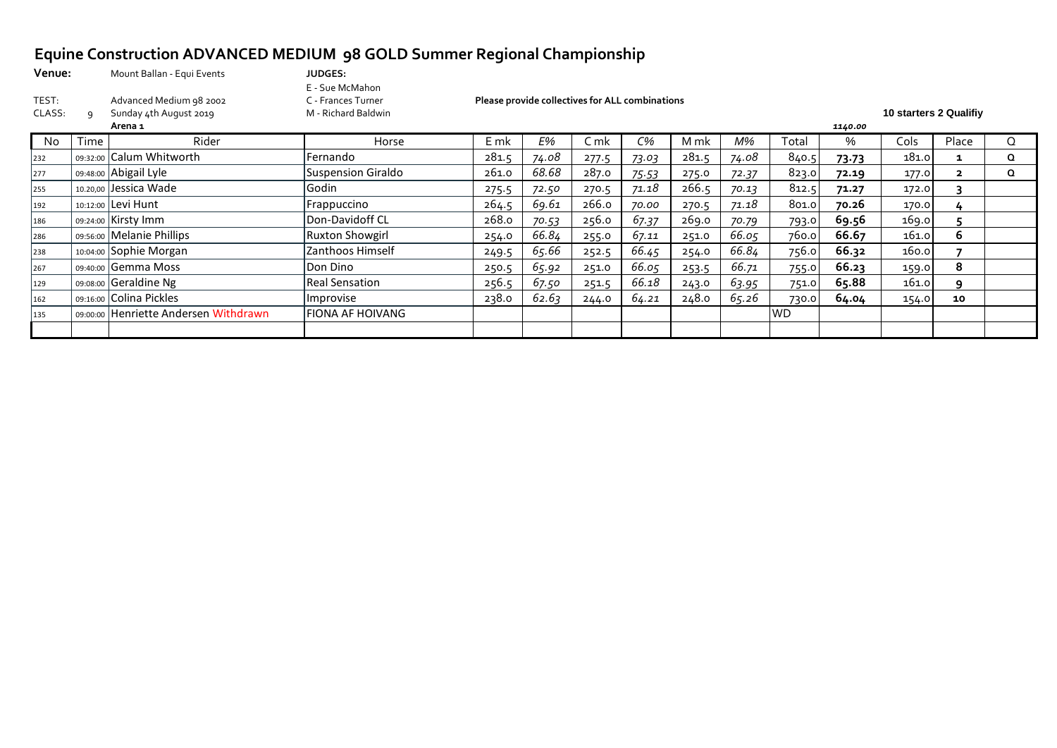# Equine Construction ADVANCED MEDIUM 98 GOLD Summer Regional Championship

**Venue:** Mount Ballan - Equi Events

**JUDGES:**
E - Sue McMahon
C - Frances Turner
M - Richard Baldwin

TEST: Advanced Medium 98 2002

CLASS: 9 Sunday 4th August 2019

Arena 1

**Please provide collectives for ALL combinations**

**10 starters 2 Qualifiy**

| No | Time | Rider | Horse | E mk | E% | C mk | C% | M mk | M% | Total | % | Cols | Place | Q |
|---|---|---|---|---|---|---|---|---|---|---|---|---|---|---|
| | | | | | | | | | | | *1140.00* | | | |
| 232 | 09:32:00 | Calum Whitworth | Fernando | 281.5 | *74.08* | 277.5 | *73.03* | 281.5 | *74.08* | 840.5 | **73.73** | 181.0 | **1** | Q |
| 277 | 09:48:00 | Abigail Lyle | Suspension Giraldo | 261.0 | *68.68* | 287.0 | *75.53* | 275.0 | *72.37* | 823.0 | **72.19** | 177.0 | **2** | Q |
| 255 | 10.20,00 | Jessica Wade | Godin | 275.5 | *72.50* | 270.5 | *71.18* | 266.5 | *70.13* | 812.5 | **71.27** | 172.0 | **3** | |
| 192 | 10:12:00 | Levi Hunt | Frappuccino | 264.5 | *69.61* | 266.0 | *70.00* | 270.5 | *71.18* | 801.0 | **70.26** | 170.0 | **4** | |
| 186 | 09:24:00 | Kirsty Imm | Don-Davidoff CL | 268.0 | *70.53* | 256.0 | *67.37* | 269.0 | *70.79* | 793.0 | **69.56** | 169.0 | **5** | |
| 286 | 09:56:00 | Melanie Phillips | Ruxton Showgirl | 254.0 | *66.84* | 255.0 | *67.11* | 251.0 | *66.05* | 760.0 | **66.67** | 161.0 | **6** | |
| 238 | 10:04:00 | Sophie Morgan | Zanthoos Himself | 249.5 | *65.66* | 252.5 | *66.45* | 254.0 | *66.84* | 756.0 | **66.32** | 160.0 | **7** | |
| 267 | 09:40:00 | Gemma Moss | Don Dino | 250.5 | *65.92* | 251.0 | *66.05* | 253.5 | *66.71* | 755.0 | **66.23** | 159.0 | **8** | |
| 129 | 09:08:00 | Geraldine Ng | Real Sensation | 256.5 | *67.50* | 251.5 | *66.18* | 243.0 | *63.95* | 751.0 | **65.88** | 161.0 | **9** | |
| 162 | 09:16:00 | Colina Pickles | Improvise | 238.0 | *62.63* | 244.0 | *64.21* | 248.0 | *65.26* | 730.0 | **64.04** | 154.0 | **10** | |
| 135 | 09:00:00 | Henriette Andersen Withdrawn | FIONA AF HOIVANG | | | | | | | WD | | | | |
| | | | | | | | | | | | | | | |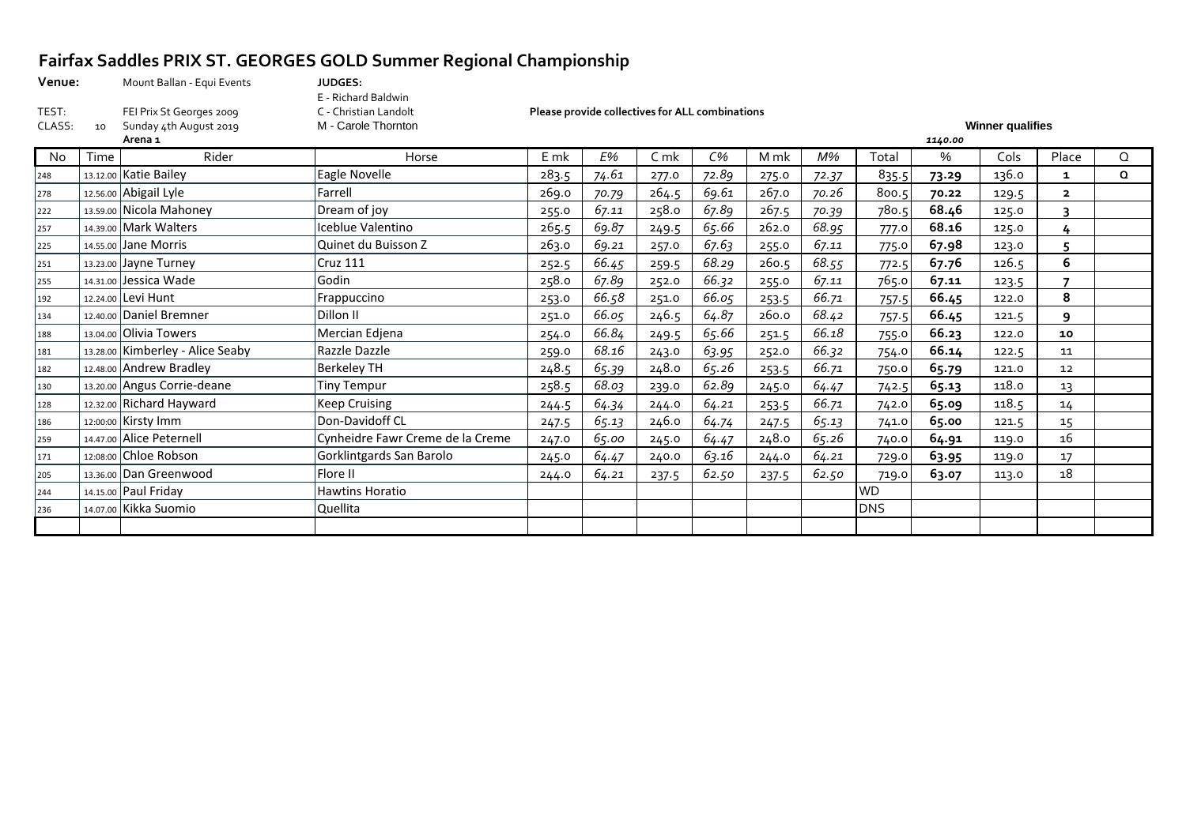# Fairfax Saddles PRIX ST. GEORGES GOLD Summer Regional Championship

**Venue:** Mount Ballan - Equi Events

**JUDGES:**
E - Richard Baldwin
C - Christian Landolt
M - Carole Thornton

TEST: FEI Prix St Georges 2009

CLASS: 10 Sunday 4th August 2019

**Arena 1**

**Please provide collectives for ALL combinations**

**Winner qualifies**

*1140.00*

| No | Time | Rider | Horse | E mk | *E%* | C mk | *C%* | M mk | *M%* | Total | % | Cols | Place | Q |
|---|---|---|---|---|---|---|---|---|---|---|---|---|---|---|
| 248 | 13.12.00 | Katie Bailey | Eagle Novelle | 283.5 | *74.61* | 277.0 | *72.89* | 275.0 | *72.37* | 835.5 | **73.29** | 136.0 | **1** | **Q** |
| 278 | 12.56.00 | Abigail Lyle | Farrell | 269.0 | *70.79* | 264.5 | *69.61* | 267.0 | *70.26* | 800.5 | **70.22** | 129.5 | **2** | |
| 222 | 13.59.00 | Nicola Mahoney | Dream of joy | 255.0 | *67.11* | 258.0 | *67.89* | 267.5 | *70.39* | 780.5 | **68.46** | 125.0 | **3** | |
| 257 | 14.39.00 | Mark Walters | Iceblue Valentino | 265.5 | *69.87* | 249.5 | *65.66* | 262.0 | *68.95* | 777.0 | **68.16** | 125.0 | **4** | |
| 225 | 14.55.00 | Jane Morris | Quinet du Buisson Z | 263.0 | *69.21* | 257.0 | *67.63* | 255.0 | *67.11* | 775.0 | **67.98** | 123.0 | **5** | |
| 251 | 13.23.00 | Jayne Turney | Cruz 111 | 252.5 | *66.45* | 259.5 | *68.29* | 260.5 | *68.55* | 772.5 | **67.76** | 126.5 | **6** | |
| 255 | 14.31.00 | Jessica Wade | Godin | 258.0 | *67.89* | 252.0 | *66.32* | 255.0 | *67.11* | 765.0 | **67.11** | 123.5 | **7** | |
| 192 | 12.24.00 | Levi Hunt | Frappuccino | 253.0 | *66.58* | 251.0 | *66.05* | 253.5 | *66.71* | 757.5 | **66.45** | 122.0 | **8** | |
| 134 | 12.40.00 | Daniel Bremner | Dillon II | 251.0 | *66.05* | 246.5 | *64.87* | 260.0 | *68.42* | 757.5 | **66.45** | 121.5 | **9** | |
| 188 | 13.04.00 | Olivia Towers | Mercian Edjena | 254.0 | *66.84* | 249.5 | *65.66* | 251.5 | *66.18* | 755.0 | **66.23** | 122.0 | **10** | |
| 181 | 13.28.00 | Kimberley - Alice Seaby | Razzle Dazzle | 259.0 | *68.16* | 243.0 | *63.95* | 252.0 | *66.32* | 754.0 | **66.14** | 122.5 | 11 | |
| 182 | 12.48.00 | Andrew Bradley | Berkeley TH | 248.5 | *65.39* | 248.0 | *65.26* | 253.5 | *66.71* | 750.0 | **65.79** | 121.0 | 12 | |
| 130 | 13.20.00 | Angus Corrie-deane | Tiny Tempur | 258.5 | *68.03* | 239.0 | *62.89* | 245.0 | *64.47* | 742.5 | **65.13** | 118.0 | 13 | |
| 128 | 12.32.00 | Richard Hayward | Keep Cruising | 244.5 | *64.34* | 244.0 | *64.21* | 253.5 | *66.71* | 742.0 | **65.09** | 118.5 | 14 | |
| 186 | 12:00:00 | Kirsty Imm | Don-Davidoff CL | 247.5 | *65.13* | 246.0 | *64.74* | 247.5 | *65.13* | 741.0 | **65.00** | 121.5 | 15 | |
| 259 | 14.47.00 | Alice Peternell | Cynheidre Fawr Creme de la Creme | 247.0 | *65.00* | 245.0 | *64.47* | 248.0 | *65.26* | 740.0 | **64.91** | 119.0 | 16 | |
| 171 | 12:08:00 | Chloe Robson | Gorklintgards San Barolo | 245.0 | *64.47* | 240.0 | *63.16* | 244.0 | *64.21* | 729.0 | **63.95** | 119.0 | 17 | |
| 205 | 13.36.00 | Dan Greenwood | Flore II | 244.0 | *64.21* | 237.5 | *62.50* | 237.5 | *62.50* | 719.0 | **63.07** | 113.0 | 18 | |
| 244 | 14.15.00 | Paul Friday | Hawtins Horatio | | | | | | | WD | | | | |
| 236 | 14.07.00 | Kikka Suomio | Quellita | | | | | | | DNS | | | | |
| | | | | | | | | | | | | | | |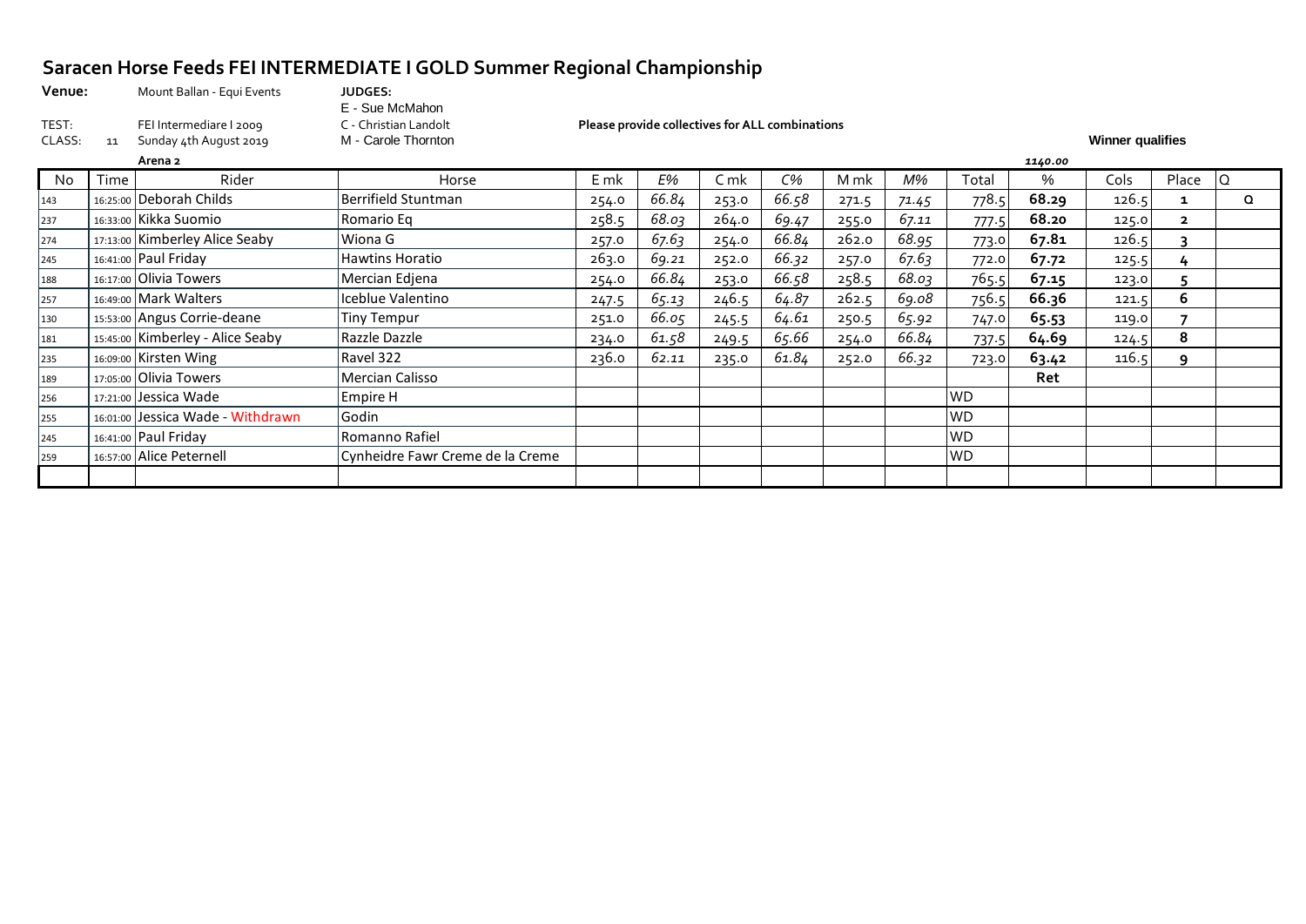# Saracen Horse Feeds FEI INTERMEDIATE I GOLD Summer Regional Championship

**Venue:** Mount Ballan - Equi Events

**JUDGES:**
E - Sue McMahon
C - Christian Landolt
M - Carole Thornton

TEST: FEI Intermediare I 2009

CLASS: 11 Sunday 4th August 2019

**Please provide collectives for ALL combinations**

**Winner qualifies**

**Arena 2**

*1140.00*

| No | Time | Rider | Horse | E mk | E% | C mk | C% | M mk | M% | Total | % | Cols | Place | Q |
|---|---|---|---|---|---|---|---|---|---|---|---|---|---|---|
| 143 | 16:25:00 | Deborah Childs | Berrifield Stuntman | 254.0 | *66.84* | 253.0 | *66.58* | 271.5 | *71.45* | 778.5 | **68.29** | 126.5 | **1** | Q |
| 237 | 16:33:00 | Kikka Suomio | Romario Eq | 258.5 | *68.03* | 264.0 | *69.47* | 255.0 | *67.11* | 777.5 | **68.20** | 125.0 | **2** | |
| 274 | 17:13:00 | Kimberley Alice Seaby | Wiona G | 257.0 | *67.63* | 254.0 | *66.84* | 262.0 | *68.95* | 773.0 | **67.81** | 126.5 | **3** | |
| 245 | 16:41:00 | Paul Friday | Hawtins Horatio | 263.0 | *69.21* | 252.0 | *66.32* | 257.0 | *67.63* | 772.0 | **67.72** | 125.5 | **4** | |
| 188 | 16:17:00 | Olivia Towers | Mercian Edjena | 254.0 | *66.84* | 253.0 | *66.58* | 258.5 | *68.03* | 765.5 | **67.15** | 123.0 | **5** | |
| 257 | 16:49:00 | Mark Walters | Iceblue Valentino | 247.5 | *65.13* | 246.5 | *64.87* | 262.5 | *69.08* | 756.5 | **66.36** | 121.5 | **6** | |
| 130 | 15:53:00 | Angus Corrie-deane | Tiny Tempur | 251.0 | *66.05* | 245.5 | *64.61* | 250.5 | *65.92* | 747.0 | **65.53** | 119.0 | **7** | |
| 181 | 15:45:00 | Kimberley - Alice Seaby | Razzle Dazzle | 234.0 | *61.58* | 249.5 | *65.66* | 254.0 | *66.84* | 737.5 | **64.69** | 124.5 | **8** | |
| 235 | 16:09:00 | Kirsten Wing | Ravel 322 | 236.0 | *62.11* | 235.0 | *61.84* | 252.0 | *66.32* | 723.0 | **63.42** | 116.5 | **9** | |
| 189 | 17:05:00 | Olivia Towers | Mercian Calisso | | | | | | | | **Ret** | | | |
| 256 | 17:21:00 | Jessica Wade | Empire H | | | | | | | WD | | | | |
| 255 | 16:01:00 | Jessica Wade - Withdrawn | Godin | | | | | | | WD | | | | |
| 245 | 16:41:00 | Paul Friday | Romanno Rafiel | | | | | | | WD | | | | |
| 259 | 16:57:00 | Alice Peternell | Cynheidre Fawr Creme de la Creme | | | | | | | WD | | | | |
| | | | | | | | | | | | | | | |